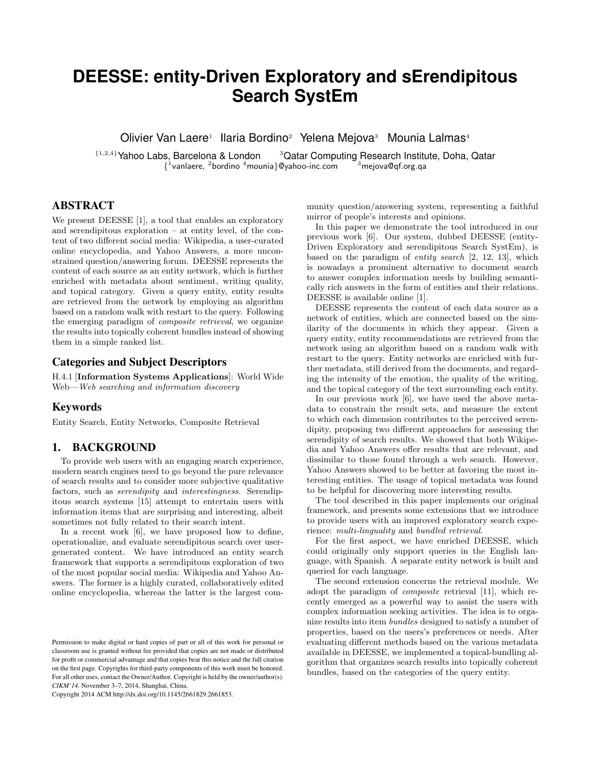# DEESSE: entity-Driven Exploratory and sErendipitous Search SystEm

Olivier Van Laere[1] Ilaria Bordino[2] Yelena Mejova[3] Mounia Lalmas[4]

[1,2,4]Yahoo Labs, Barcelona & London [3]Qatar Computing Research Institute, Doha, Qatar
{[1]vanlaere, [2]bordino [4]mounia}@yahoo-inc.com [3]mejova@qf.org.qa

## ABSTRACT

We present DEESSE [1], a tool that enables an exploratory and serendipitous exploration – at entity level, of the content of two different social media: Wikipedia, a user-curated online encyclopedia, and Yahoo Answers, a more unconstrained question/answering forum. DEESSE represents the content of each source as an entity network, which is further enriched with metadata about sentiment, writing quality, and topical category. Given a query entity, entity results are retrieved from the network by employing an algorithm based on a random walk with restart to the query. Following the emerging paradigm of *composite retrieval*, we organize the results into topically coherent bundles instead of showing them in a simple ranked list.

### Categories and Subject Descriptors

H.4.1 [**Information Systems Applications**]: World Wide Web—*Web searching and information discovery*

### Keywords

Entity Search, Entity Networks, Composite Retrieval

## 1. BACKGROUND

To provide web users with an engaging search experience, modern search engines need to go beyond the pure relevance of search results and to consider more subjective qualitative factors, such as *serendipity* and *interestingness*. Serendipitous search systems [15] attempt to entertain users with information items that are surprising and interesting, albeit sometimes not fully related to their search intent.

In a recent work [6], we have proposed how to define, operationalize, and evaluate serendipitous search over user-generated content. We have introduced an entity search framework that supports a serendipitous exploration of two of the most popular social media: Wikipedia and Yahoo Answers. The former is a highly curated, collaboratively edited online encyclopedia, whereas the latter is the largest community question/answering system, representing a faithful mirror of people's interests and opinions.

In this paper we demonstrate the tool introduced in our previous work [6]. Our system, dubbed DEESSE (entity-Driven Exploratory and serendipitous Search SystEm), is based on the paradigm of *entity search* [2, 12, 13], which is nowadays a prominent alternative to document search to answer complex information needs by building semantically rich answers in the form of entities and their relations. DEESSE is available online [1].

DEESSE represents the content of each data source as a network of entities, which are connected based on the similarity of the documents in which they appear. Given a query entity, entity recommendations are retrieved from the network using an algorithm based on a random walk with restart to the query. Entity networks are enriched with further metadata, still derived from the documents, and regarding the intensity of the emotion, the quality of the writing, and the topical category of the text surrounding each entity.

In our previous work [6], we have used the above metadata to constrain the result sets, and measure the extent to which each dimension contributes to the perceived serendipity, proposing two different approaches for assessing the serendipity of search results. We showed that both Wikipedia and Yahoo Answers offer results that are relevant, and dissimilar to those found through a web search. However, Yahoo Answers showed to be better at favoring the most interesting entities. The usage of topical metadata was found to be helpful for discovering more interesting results.

The tool described in this paper implements our original framework, and presents some extensions that we introduce to provide users with an improved exploratory search experience: *multi-linguality* and *bundled retrieval*.

For the first aspect, we have enriched DEESSE, which could originally only support queries in the English language, with Spanish. A separate entity network is built and queried for each language.

The second extension concerns the retrieval module. We adopt the paradigm of *composite* retrieval [11], which recently emerged as a powerful way to assist the users with complex information seeking activities. The idea is to organize results into item *bundles* designed to satisfy a number of properties, based on the users's preferences or needs. After evaluating different methods based on the various metadata available in DEESSE, we implemented a topical-bundling algorithm that organizes search results into topically coherent bundles, based on the categories of the query entity.

Permission to make digital or hard copies of part or all of this work for personal or classroom use is granted without fee provided that copies are not made or distributed for profit or commercial advantage and that copies bear this notice and the full citation on the first page. Copyrights for third-party components of this work must be honored. For all other uses, contact the Owner/Author. Copyright is held by the owner/author(s). *CIKM'14*, November 3–7, 2014, Shanghai, China.
Copyright 2014 ACM http://dx.doi.org/10.1145/2661829.2661853.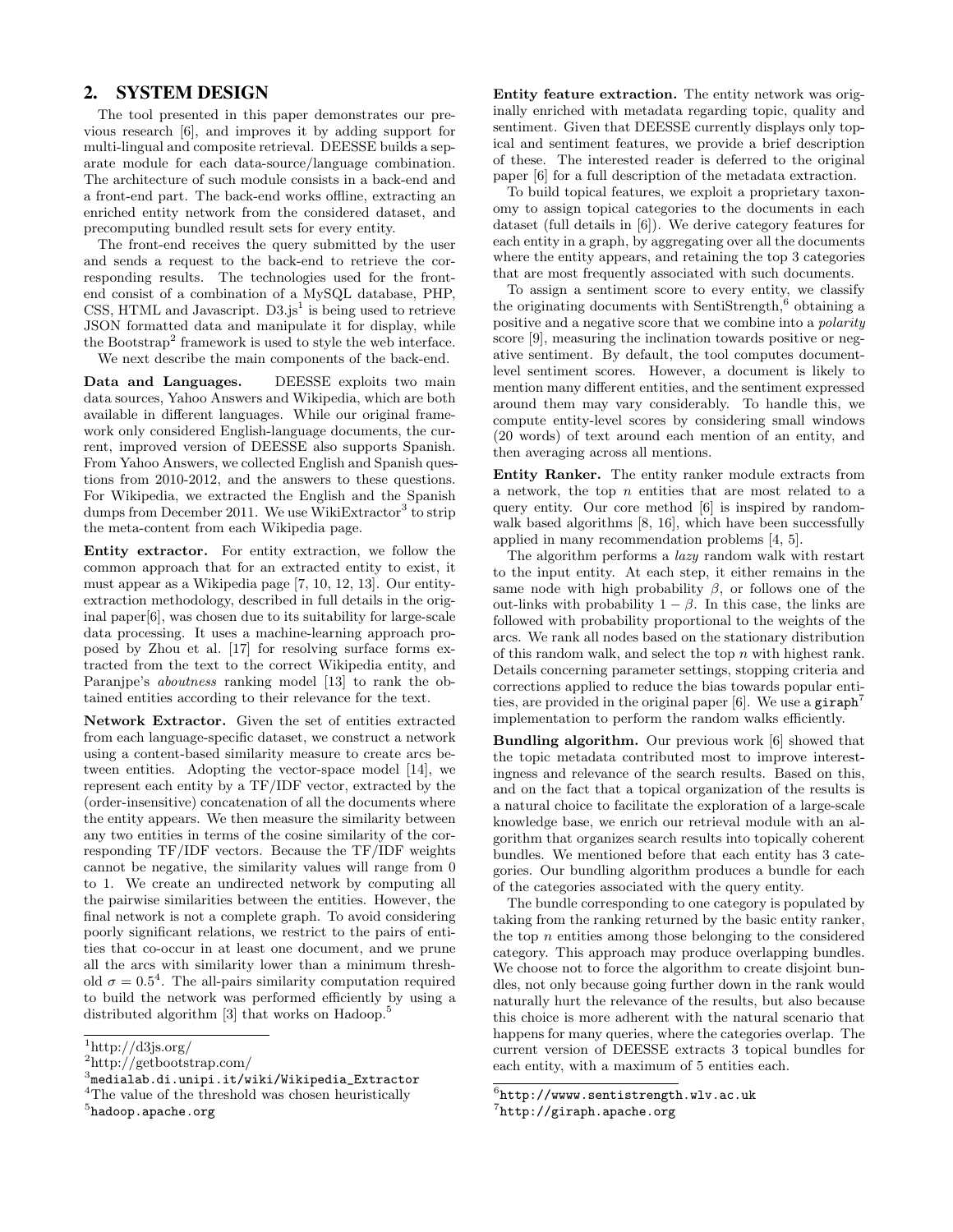## 2. SYSTEM DESIGN

The tool presented in this paper demonstrates our previous research [6], and improves it by adding support for multi-lingual and composite retrieval. DEESSE builds a separate module for each data-source/language combination. The architecture of such module consists in a back-end and a front-end part. The back-end works offline, extracting an enriched entity network from the considered dataset, and precomputing bundled result sets for every entity.

The front-end receives the query submitted by the user and sends a request to the back-end to retrieve the corresponding results. The technologies used for the front-end consist of a combination of a MySQL database, PHP, CSS, HTML and Javascript. D3.js[1] is being used to retrieve JSON formatted data and manipulate it for display, while the Bootstrap[2] framework is used to style the web interface.

We next describe the main components of the back-end.

**Data and Languages.** DEESSE exploits two main data sources, Yahoo Answers and Wikipedia, which are both available in different languages. While our original framework only considered English-language documents, the current, improved version of DEESSE also supports Spanish. From Yahoo Answers, we collected English and Spanish questions from 2010-2012, and the answers to these questions. For Wikipedia, we extracted the English and the Spanish dumps from December 2011. We use WikiExtractor[3] to strip the meta-content from each Wikipedia page.

**Entity extractor.** For entity extraction, we follow the common approach that for an extracted entity to exist, it must appear as a Wikipedia page [7, 10, 12, 13]. Our entity-extraction methodology, described in full details in the original paper[6], was chosen due to its suitability for large-scale data processing. It uses a machine-learning approach proposed by Zhou et al. [17] for resolving surface forms extracted from the text to the correct Wikipedia entity, and Paranjpe's *aboutness* ranking model [13] to rank the obtained entities according to their relevance for the text.

**Network Extractor.** Given the set of entities extracted from each language-specific dataset, we construct a network using a content-based similarity measure to create arcs between entities. Adopting the vector-space model [14], we represent each entity by a TF/IDF vector, extracted by the (order-insensitive) concatenation of all the documents where the entity appears. We then measure the similarity between any two entities in terms of the cosine similarity of the corresponding TF/IDF vectors. Because the TF/IDF weights cannot be negative, the similarity values will range from 0 to 1. We create an undirected network by computing all the pairwise similarities between the entities. However, the final network is not a complete graph. To avoid considering poorly significant relations, we restrict to the pairs of entities that co-occur in at least one document, and we prune all the arcs with similarity lower than a minimum threshold $\sigma = 0.5$[4]. The all-pairs similarity computation required to build the network was performed efficiently by using a distributed algorithm [3] that works on Hadoop.[5]

**Entity feature extraction.** The entity network was originally enriched with metadata regarding topic, quality and sentiment. Given that DEESSE currently displays only topical and sentiment features, we provide a brief description of these. The interested reader is deferred to the original paper [6] for a full description of the metadata extraction.

To build topical features, we exploit a proprietary taxonomy to assign topical categories to the documents in each dataset (full details in [6]). We derive category features for each entity in a graph, by aggregating over all the documents where the entity appears, and retaining the top 3 categories that are most frequently associated with such documents.

To assign a sentiment score to every entity, we classify the originating documents with SentiStrength,[6] obtaining a positive and a negative score that we combine into a *polarity* score [9], measuring the inclination towards positive or negative sentiment. By default, the tool computes document-level sentiment scores. However, a document is likely to mention many different entities, and the sentiment expressed around them may vary considerably. To handle this, we compute entity-level scores by considering small windows (20 words) of text around each mention of an entity, and then averaging across all mentions.

**Entity Ranker.** The entity ranker module extracts from a network, the top $n$ entities that are most related to a query entity. Our core method [6] is inspired by random-walk based algorithms [8, 16], which have been successfully applied in many recommendation problems [4, 5].

The algorithm performs a *lazy* random walk with restart to the input entity. At each step, it either remains in the same node with high probability $\beta$, or follows one of the out-links with probability $1 - \beta$. In this case, the links are followed with probability proportional to the weights of the arcs. We rank all nodes based on the stationary distribution of this random walk, and select the top $n$ with highest rank. Details concerning parameter settings, stopping criteria and corrections applied to reduce the bias towards popular entities, are provided in the original paper [6]. We use a `giraph`[7] implementation to perform the random walks efficiently.

**Bundling algorithm.** Our previous work [6] showed that the topic metadata contributed most to improve interestingness and relevance of the search results. Based on this, and on the fact that a topical organization of the results is a natural choice to facilitate the exploration of a large-scale knowledge base, we enrich our retrieval module with an algorithm that organizes search results into topically coherent bundles. We mentioned before that each entity has 3 categories. Our bundling algorithm produces a bundle for each of the categories associated with the query entity.

The bundle corresponding to one category is populated by taking from the ranking returned by the basic entity ranker, the top $n$ entities among those belonging to the considered category. This approach may produce overlapping bundles. We choose not to force the algorithm to create disjoint bundles, not only because going further down in the rank would naturally hurt the relevance of the results, but also because this choice is more adherent with the natural scenario that happens for many queries, where the categories overlap. The current version of DEESSE extracts 3 topical bundles for each entity, with a maximum of 5 entities each.

---

[1] http://d3js.org/

[2] http://getbootstrap.com/

[3] `medialab.di.unipi.it/wiki/Wikipedia_Extractor`

[4] The value of the threshold was chosen heuristically

[5] `hadoop.apache.org`

[6] `http://wwww.sentistrength.wlv.ac.uk`

[7] `http://giraph.apache.org`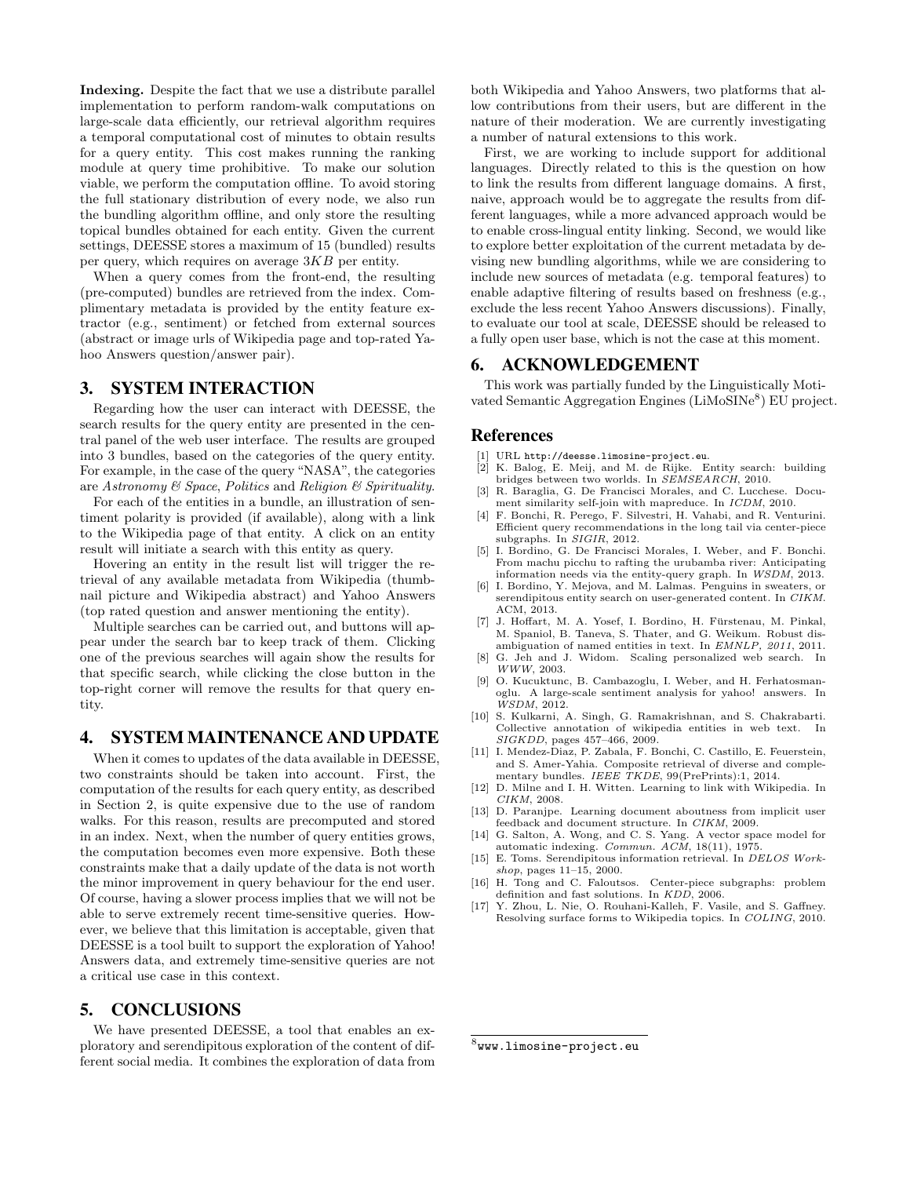**Indexing.** Despite the fact that we use a distribute parallel implementation to perform random-walk computations on large-scale data efficiently, our retrieval algorithm requires a temporal computational cost of minutes to obtain results for a query entity. This cost makes running the ranking module at query time prohibitive. To make our solution viable, we perform the computation offline. To avoid storing the full stationary distribution of every node, we also run the bundling algorithm offline, and only store the resulting topical bundles obtained for each entity. Given the current settings, DEESSE stores a maximum of 15 (bundled) results per query, which requires on average $3KB$ per entity.

When a query comes from the front-end, the resulting (pre-computed) bundles are retrieved from the index. Complimentary metadata is provided by the entity feature extractor (e.g., sentiment) or fetched from external sources (abstract or image urls of Wikipedia page and top-rated Yahoo Answers question/answer pair).

## 3. SYSTEM INTERACTION

Regarding how the user can interact with DEESSE, the search results for the query entity are presented in the central panel of the web user interface. The results are grouped into 3 bundles, based on the categories of the query entity. For example, in the case of the query "NASA", the categories are *Astronomy & Space*, *Politics* and *Religion & Spirituality*.

For each of the entities in a bundle, an illustration of sentiment polarity is provided (if available), along with a link to the Wikipedia page of that entity. A click on an entity result will initiate a search with this entity as query.

Hovering an entity in the result list will trigger the retrieval of any available metadata from Wikipedia (thumbnail picture and Wikipedia abstract) and Yahoo Answers (top rated question and answer mentioning the entity).

Multiple searches can be carried out, and buttons will appear under the search bar to keep track of them. Clicking one of the previous searches will again show the results for that specific search, while clicking the close button in the top-right corner will remove the results for that query entity.

## 4. SYSTEM MAINTENANCE AND UPDATE

When it comes to updates of the data available in DEESSE, two constraints should be taken into account. First, the computation of the results for each query entity, as described in Section 2, is quite expensive due to the use of random walks. For this reason, results are precomputed and stored in an index. Next, when the number of query entities grows, the computation becomes even more expensive. Both these constraints make that a daily update of the data is not worth the minor improvement in query behaviour for the end user. Of course, having a slower process implies that we will not be able to serve extremely recent time-sensitive queries. However, we believe that this limitation is acceptable, given that DEESSE is a tool built to support the exploration of Yahoo! Answers data, and extremely time-sensitive queries are not a critical use case in this context.

## 5. CONCLUSIONS

We have presented DEESSE, a tool that enables an exploratory and serendipitous exploration of the content of different social media. It combines the exploration of data from both Wikipedia and Yahoo Answers, two platforms that allow contributions from their users, but are different in the nature of their moderation. We are currently investigating a number of natural extensions to this work.

First, we are working to include support for additional languages. Directly related to this is the question on how to link the results from different language domains. A first, naive, approach would be to aggregate the results from different languages, while a more advanced approach would be to enable cross-lingual entity linking. Second, we would like to explore better exploitation of the current metadata by devising new bundling algorithms, while we are considering to include new sources of metadata (e.g. temporal features) to enable adaptive filtering of results based on freshness (e.g., exclude the less recent Yahoo Answers discussions). Finally, to evaluate our tool at scale, DEESSE should be released to a fully open user base, which is not the case at this moment.

## 6. ACKNOWLEDGEMENT

This work was partially funded by the Linguistically Motivated Semantic Aggregation Engines (LiMoSINe[8]) EU project.

## References

[1] URL http://deesse.limosine-project.eu.

[2] K. Balog, E. Meij, and M. de Rijke. Entity search: building bridges between two worlds. In *SEMSEARCH*, 2010.

[3] R. Baraglia, G. De Francisci Morales, and C. Lucchese. Document similarity self-join with mapreduce. In *ICDM*, 2010.

[4] F. Bonchi, R. Perego, F. Silvestri, H. Vahabi, and R. Venturini. Efficient query recommendations in the long tail via center-piece subgraphs. In *SIGIR*, 2012.

[5] I. Bordino, G. De Francisci Morales, I. Weber, and F. Bonchi. From machu picchu to rafting the urubamba river: Anticipating information needs via the entity-query graph. In *WSDM*, 2013.

[6] I. Bordino, Y. Mejova, and M. Lalmas. Penguins in sweaters, or serendipitous entity search on user-generated content. In *CIKM*. ACM, 2013.

[7] J. Hoffart, M. A. Yosef, I. Bordino, H. Fürstenau, M. Pinkal, M. Spaniol, B. Taneva, S. Thater, and G. Weikum. Robust disambiguation of named entities in text. In *EMNLP, 2011*, 2011.

[8] G. Jeh and J. Widom. Scaling personalized web search. In *WWW*, 2003.

[9] O. Kucuktunc, B. Cambazoglu, I. Weber, and H. Ferhatosmanoglu. A large-scale sentiment analysis for yahoo! answers. In *WSDM*, 2012.

[10] S. Kulkarni, A. Singh, G. Ramakrishnan, and S. Chakrabarti. Collective annotation of wikipedia entities in web text. In *SIGKDD*, pages 457–466, 2009.

[11] I. Mendez-Diaz, P. Zabala, F. Bonchi, C. Castillo, E. Feuerstein, and S. Amer-Yahia. Composite retrieval of diverse and complementary bundles. *IEEE TKDE*, 99(PrePrints):1, 2014.

[12] D. Milne and I. H. Witten. Learning to link with Wikipedia. In *CIKM*, 2008.

[13] D. Paranjpe. Learning document aboutness from implicit user feedback and document structure. In *CIKM*, 2009.

[14] G. Salton, A. Wong, and C. S. Yang. A vector space model for automatic indexing. *Commun. ACM*, 18(11), 1975.

[15] E. Toms. Serendipitous information retrieval. In *DELOS Workshop*, pages 11–15, 2000.

[16] H. Tong and C. Faloutsos. Center-piece subgraphs: problem definition and fast solutions. In *KDD*, 2006.

[17] Y. Zhou, L. Nie, O. Rouhani-Kalleh, F. Vasile, and S. Gaffney. Resolving surface forms to Wikipedia topics. In *COLING*, 2010.

[8] www.limosine-project.eu